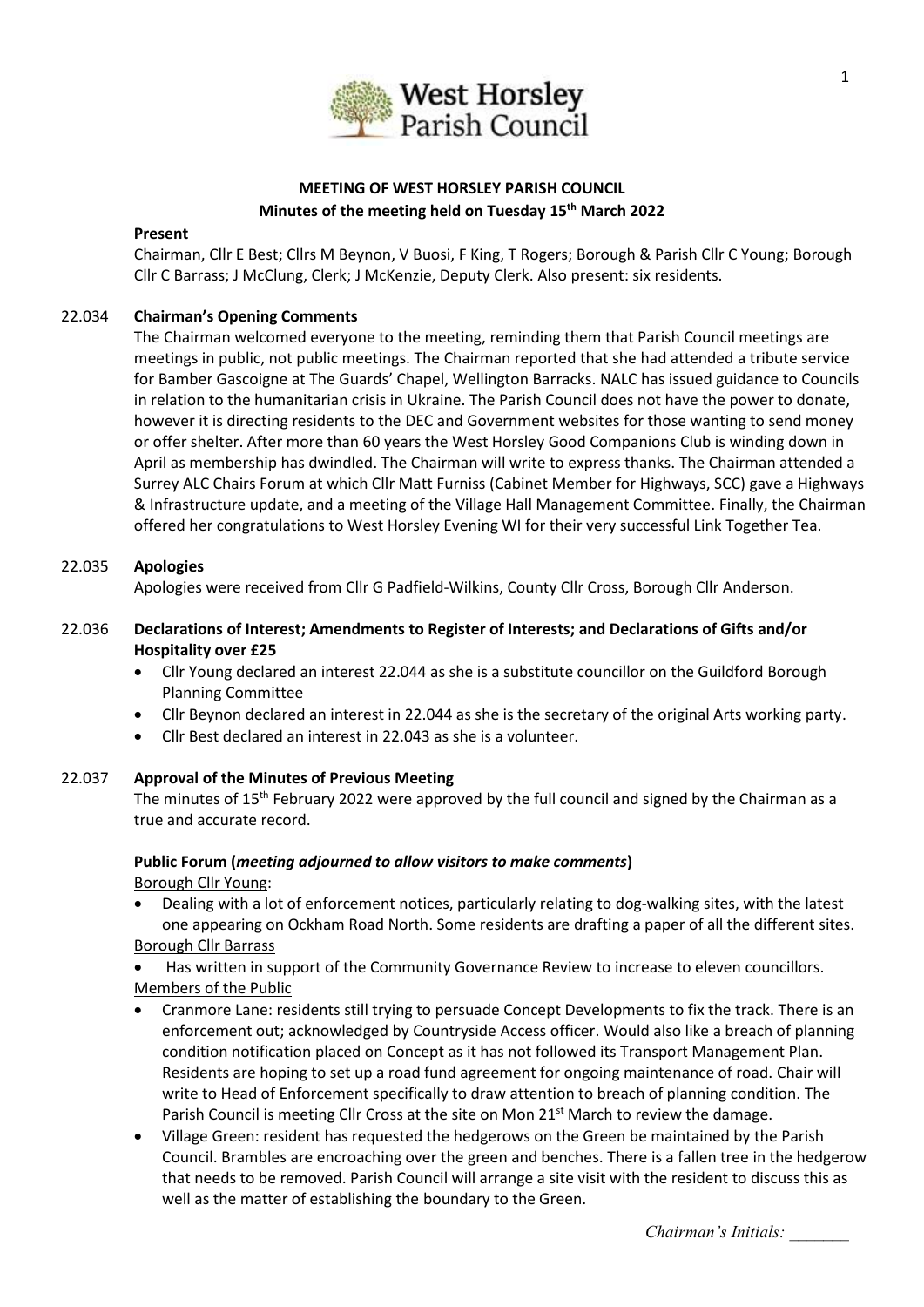**MEETING OF WEST HORSLEY PARISH COUNCIL**
**Minutes of the meeting held on Tuesday 15th March 2022**

**Present**

Chairman, Cllr E Best; Cllrs M Beynon, V Buosi, F King, T Rogers; Borough & Parish Cllr C Young; Borough Cllr C Barrass; J McClung, Clerk; J McKenzie, Deputy Clerk. Also present: six residents.

## 22.034 Chairman's Opening Comments

The Chairman welcomed everyone to the meeting, reminding them that Parish Council meetings are meetings in public, not public meetings. The Chairman reported that she had attended a tribute service for Bamber Gascoigne at The Guards' Chapel, Wellington Barracks. NALC has issued guidance to Councils in relation to the humanitarian crisis in Ukraine. The Parish Council does not have the power to donate, however it is directing residents to the DEC and Government websites for those wanting to send money or offer shelter. After more than 60 years the West Horsley Good Companions Club is winding down in April as membership has dwindled. The Chairman will write to express thanks. The Chairman attended a Surrey ALC Chairs Forum at which Cllr Matt Furniss (Cabinet Member for Highways, SCC) gave a Highways & Infrastructure update, and a meeting of the Village Hall Management Committee. Finally, the Chairman offered her congratulations to West Horsley Evening WI for their very successful Link Together Tea.

## 22.035 Apologies

Apologies were received from Cllr G Padfield-Wilkins, County Cllr Cross, Borough Cllr Anderson.

## 22.036 Declarations of Interest; Amendments to Register of Interests; and Declarations of Gifts and/or Hospitality over £25

- Cllr Young declared an interest 22.044 as she is a substitute councillor on the Guildford Borough Planning Committee
- Cllr Beynon declared an interest in 22.044 as she is the secretary of the original Arts working party.
- Cllr Best declared an interest in 22.043 as she is a volunteer.

## 22.037 Approval of the Minutes of Previous Meeting

The minutes of 15th February 2022 were approved by the full council and signed by the Chairman as a true and accurate record.

**Public Forum (*meeting adjourned to allow visitors to make comments*)**

Borough Cllr Young:

- Dealing with a lot of enforcement notices, particularly relating to dog-walking sites, with the latest one appearing on Ockham Road North. Some residents are drafting a paper of all the different sites.

Borough Cllr Barrass

- Has written in support of the Community Governance Review to increase to eleven councillors.

Members of the Public

- Cranmore Lane: residents still trying to persuade Concept Developments to fix the track. There is an enforcement out; acknowledged by Countryside Access officer. Would also like a breach of planning condition notification placed on Concept as it has not followed its Transport Management Plan. Residents are hoping to set up a road fund agreement for ongoing maintenance of road. Chair will write to Head of Enforcement specifically to draw attention to breach of planning condition. The Parish Council is meeting Cllr Cross at the site on Mon 21st March to review the damage.
- Village Green: resident has requested the hedgerows on the Green be maintained by the Parish Council. Brambles are encroaching over the green and benches. There is a fallen tree in the hedgerow that needs to be removed. Parish Council will arrange a site visit with the resident to discuss this as well as the matter of establishing the boundary to the Green.

*Chairman's Initials: _______*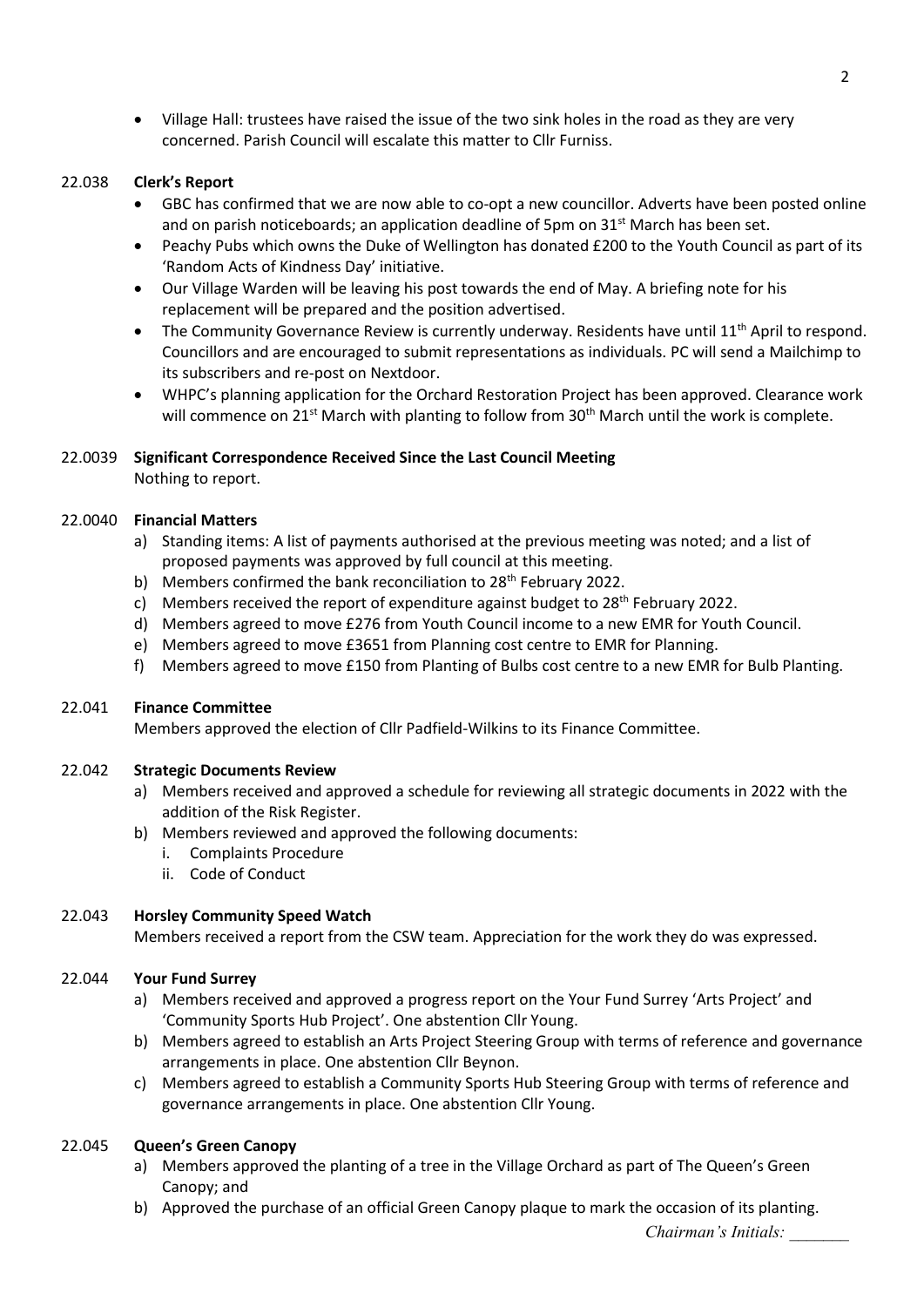- Village Hall: trustees have raised the issue of the two sink holes in the road as they are very concerned. Parish Council will escalate this matter to Cllr Furniss.

22.038 **Clerk's Report**

- GBC has confirmed that we are now able to co-opt a new councillor. Adverts have been posted online and on parish noticeboards; an application deadline of 5pm on 31st March has been set.
- Peachy Pubs which owns the Duke of Wellington has donated £200 to the Youth Council as part of its 'Random Acts of Kindness Day' initiative.
- Our Village Warden will be leaving his post towards the end of May. A briefing note for his replacement will be prepared and the position advertised.
- The Community Governance Review is currently underway. Residents have until 11th April to respond. Councillors and are encouraged to submit representations as individuals. PC will send a Mailchimp to its subscribers and re-post on Nextdoor.
- WHPC's planning application for the Orchard Restoration Project has been approved. Clearance work will commence on 21st March with planting to follow from 30th March until the work is complete.

22.0039 **Significant Correspondence Received Since the Last Council Meeting**

Nothing to report.

22.0040 **Financial Matters**

a) Standing items: A list of payments authorised at the previous meeting was noted; and a list of proposed payments was approved by full council at this meeting.
b) Members confirmed the bank reconciliation to 28th February 2022.
c) Members received the report of expenditure against budget to 28th February 2022.
d) Members agreed to move £276 from Youth Council income to a new EMR for Youth Council.
e) Members agreed to move £3651 from Planning cost centre to EMR for Planning.
f) Members agreed to move £150 from Planting of Bulbs cost centre to a new EMR for Bulb Planting.

22.041 **Finance Committee**

Members approved the election of Cllr Padfield-Wilkins to its Finance Committee.

22.042 **Strategic Documents Review**

a) Members received and approved a schedule for reviewing all strategic documents in 2022 with the addition of the Risk Register.
b) Members reviewed and approved the following documents:
   i. Complaints Procedure
   ii. Code of Conduct

22.043 **Horsley Community Speed Watch**

Members received a report from the CSW team. Appreciation for the work they do was expressed.

22.044 **Your Fund Surrey**

a) Members received and approved a progress report on the Your Fund Surrey 'Arts Project' and 'Community Sports Hub Project'. One abstention Cllr Young.
b) Members agreed to establish an Arts Project Steering Group with terms of reference and governance arrangements in place. One abstention Cllr Beynon.
c) Members agreed to establish a Community Sports Hub Steering Group with terms of reference and governance arrangements in place. One abstention Cllr Young.

22.045 **Queen's Green Canopy**

a) Members approved the planting of a tree in the Village Orchard as part of The Queen's Green Canopy; and
b) Approved the purchase of an official Green Canopy plaque to mark the occasion of its planting.

*Chairman's Initials: \_\_\_\_\_\_\_*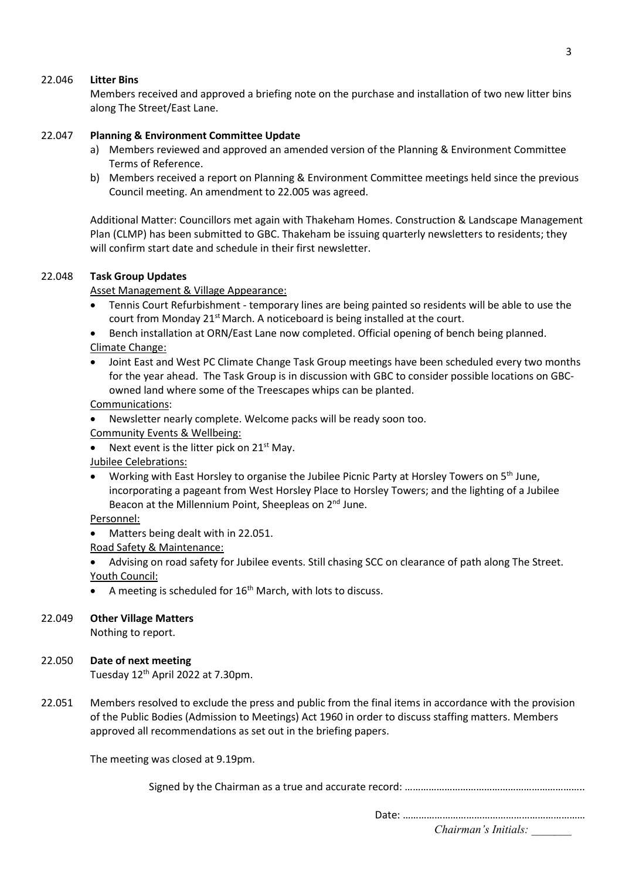**22.046 Litter Bins**

Members received and approved a briefing note on the purchase and installation of two new litter bins along The Street/East Lane.

**22.047 Planning & Environment Committee Update**

a) Members reviewed and approved an amended version of the Planning & Environment Committee Terms of Reference.
b) Members received a report on Planning & Environment Committee meetings held since the previous Council meeting. An amendment to 22.005 was agreed.

Additional Matter: Councillors met again with Thakeham Homes. Construction & Landscape Management Plan (CLMP) has been submitted to GBC. Thakeham be issuing quarterly newsletters to residents; they will confirm start date and schedule in their first newsletter.

**22.048 Task Group Updates**

Asset Management & Village Appearance:

- Tennis Court Refurbishment - temporary lines are being painted so residents will be able to use the court from Monday 21st March. A noticeboard is being installed at the court.
- Bench installation at ORN/East Lane now completed. Official opening of bench being planned.

Climate Change:

- Joint East and West PC Climate Change Task Group meetings have been scheduled every two months for the year ahead. The Task Group is in discussion with GBC to consider possible locations on GBC-owned land where some of the Treescapes whips can be planted.

Communications:

- Newsletter nearly complete. Welcome packs will be ready soon too.

Community Events & Wellbeing:

- Next event is the litter pick on 21st May.

Jubilee Celebrations:

- Working with East Horsley to organise the Jubilee Picnic Party at Horsley Towers on 5th June, incorporating a pageant from West Horsley Place to Horsley Towers; and the lighting of a Jubilee Beacon at the Millennium Point, Sheepleas on 2nd June.

Personnel:

- Matters being dealt with in 22.051.

Road Safety & Maintenance:

- Advising on road safety for Jubilee events. Still chasing SCC on clearance of path along The Street.

Youth Council:

- A meeting is scheduled for 16th March, with lots to discuss.

**22.049 Other Village Matters**

Nothing to report.

**22.050 Date of next meeting**

Tuesday 12th April 2022 at 7.30pm.

22.051 Members resolved to exclude the press and public from the final items in accordance with the provision of the Public Bodies (Admission to Meetings) Act 1960 in order to discuss staffing matters. Members approved all recommendations as set out in the briefing papers.

The meeting was closed at 9.19pm.

Signed by the Chairman as a true and accurate record: …………………………………………………………..

Date: ……………………………………………………………

*Chairman's Initials: _______*